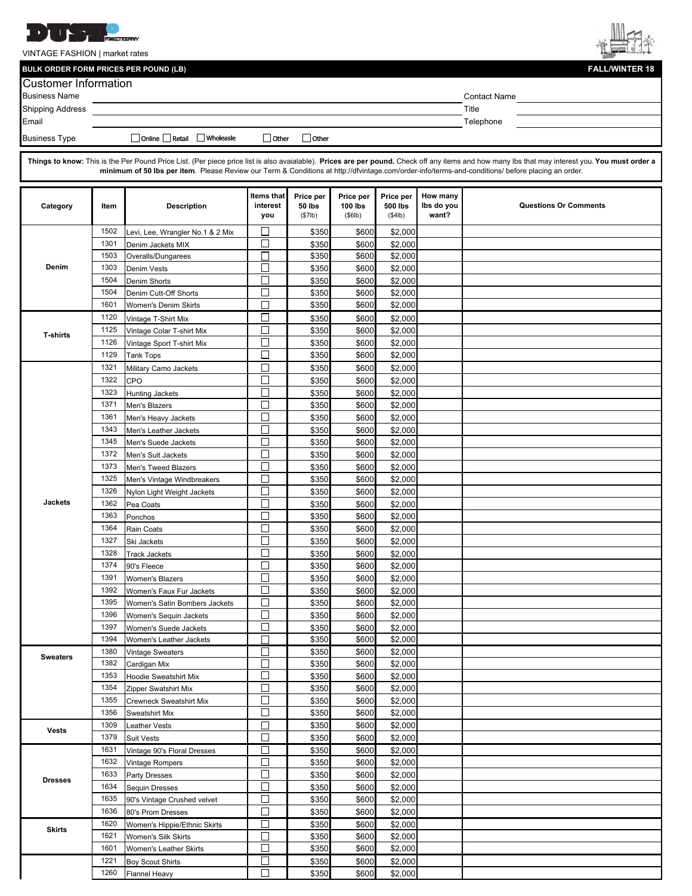VINTAGE FASHION | market rates

**BULK ORDER FORM PRICES PER POUND (LB)** **FALL/WINTER 18**

## Customer Information

| | | | |
|---|---|---|---|
| Business Name | | Contact Name | |
| Shipping Address | | Title | |
| Email | | Telephone | |
| Business Type | ☐ Online ☐ Retail ☐ Wholeasle ☐ Other ☐ Other | | |

**Things to know:** This is the Per Pound Price List. (Per piece price list is also avaialable). **Prices are per pound.** Check off any items and how many lbs that may interest you. **You must order a minimum of 50 lbs per item**. Please Review our Term & Conditions at http://dfvintage.com/order-info/terms-and-conditions/ before placing an order.

| Category | Item | Description | Items that interest you | Price per 50 lbs ($7lb) | Price per 100 lbs ($6lb) | Price per 500 lbs ($4lb) | How many lbs do you want? | Questions Or Comments |
|---|---|---|---|---|---|---|---|---|
| Denim | 1502 | Levi, Lee, Wrangler No.1 & 2 Mix | ☐ | $350 | $600 | $2,000 | | |
| | 1301 | Denim Jackets MIX | ☐ | $350 | $600 | $2,000 | | |
| | 1503 | Overalls/Dungarees | ☐ | $350 | $600 | $2,000 | | |
| | 1303 | Denim Vests | ☐ | $350 | $600 | $2,000 | | |
| | 1504 | Denim Shorts | ☐ | $350 | $600 | $2,000 | | |
| | 1504 | Denim Cut-Off Shorts | ☐ | $350 | $600 | $2,000 | | |
| | 1601 | Women's Denim Skirts | ☐ | $350 | $600 | $2,000 | | |
| T-shirts | 1120 | Vintage T-Shirt Mix | ☐ | $350 | $600 | $2,000 | | |
| | 1125 | Vintage Colar T-shirt Mix | ☐ | $350 | $600 | $2,000 | | |
| | 1126 | Vintage Sport T-shirt Mix | ☐ | $350 | $600 | $2,000 | | |
| | 1129 | Tank Tops | ☐ | $350 | $600 | $2,000 | | |
| Jackets | 1321 | Military Camo Jackets | ☐ | $350 | $600 | $2,000 | | |
| | 1322 | CPO | ☐ | $350 | $600 | $2,000 | | |
| | 1323 | Hunting Jackets | ☐ | $350 | $600 | $2,000 | | |
| | 1371 | Men's Blazers | ☐ | $350 | $600 | $2,000 | | |
| | 1361 | Men's Heavy Jackets | ☐ | $350 | $600 | $2,000 | | |
| | 1343 | Men's Leather Jackets | ☐ | $350 | $600 | $2,000 | | |
| | 1345 | Men's Suede Jackets | ☐ | $350 | $600 | $2,000 | | |
| | 1372 | Men's Suit Jackets | ☐ | $350 | $600 | $2,000 | | |
| | 1373 | Men's Tweed Blazers | ☐ | $350 | $600 | $2,000 | | |
| | 1325 | Men's Vintage Windbreakers | ☐ | $350 | $600 | $2,000 | | |
| | 1326 | Nylon Light Weight Jackets | ☐ | $350 | $600 | $2,000 | | |
| | 1362 | Pea Coats | ☐ | $350 | $600 | $2,000 | | |
| | 1363 | Ponchos | ☐ | $350 | $600 | $2,000 | | |
| | 1364 | Rain Coats | ☐ | $350 | $600 | $2,000 | | |
| | 1327 | Ski Jackets | ☐ | $350 | $600 | $2,000 | | |
| | 1328 | Track Jackets | ☐ | $350 | $600 | $2,000 | | |
| | 1374 | 90's Fleece | ☐ | $350 | $600 | $2,000 | | |
| | 1391 | Women's Blazers | ☐ | $350 | $600 | $2,000 | | |
| | 1392 | Women's Faux Fur Jackets | ☐ | $350 | $600 | $2,000 | | |
| | 1395 | Women's Satin Bombers Jackets | ☐ | $350 | $600 | $2,000 | | |
| | 1396 | Women's Sequin Jackets | ☐ | $350 | $600 | $2,000 | | |
| | 1397 | Women's Suede Jackets | ☐ | $350 | $600 | $2,000 | | |
| | 1394 | Women's Leather Jackets | ☐ | $350 | $600 | $2,000 | | |
| Sweaters | 1380 | Vintage Sweaters | ☐ | $350 | $600 | $2,000 | | |
| | 1382 | Cardigan Mix | ☐ | $350 | $600 | $2,000 | | |
| | 1353 | Hoodie Sweatshirt Mix | ☐ | $350 | $600 | $2,000 | | |
| | 1354 | Zipper Swatshirt Mix | ☐ | $350 | $600 | $2,000 | | |
| | 1355 | Crewneck Sweatshirt Mix | ☐ | $350 | $600 | $2,000 | | |
| | 1356 | Sweatshirt Mix | ☐ | $350 | $600 | $2,000 | | |
| Vests | 1309 | Leather Vests | ☐ | $350 | $600 | $2,000 | | |
| | 1379 | Suit Vests | ☐ | $350 | $600 | $2,000 | | |
| Dresses | 1631 | Vintage 90's Floral Dresses | ☐ | $350 | $600 | $2,000 | | |
| | 1632 | Vintage Rompers | ☐ | $350 | $600 | $2,000 | | |
| | 1633 | Party Dresses | ☐ | $350 | $600 | $2,000 | | |
| | 1634 | Sequin Dresses | ☐ | $350 | $600 | $2,000 | | |
| | 1635 | 90's Vintage Crushed velvet | ☐ | $350 | $600 | $2,000 | | |
| | 1636 | 80's Prom Dresses | ☐ | $350 | $600 | $2,000 | | |
| Skirts | 1620 | Women's Hippie/Ethnic Skirts | ☐ | $350 | $600 | $2,000 | | |
| | 1621 | Women's Silk Skirts | ☐ | $350 | $600 | $2,000 | | |
| | 1601 | Women's Leather Skirts | ☐ | $350 | $600 | $2,000 | | |
| | 1221 | Boy Scout Shirts | ☐ | $350 | $600 | $2,000 | | |
| | 1260 | Flannel Heavy | ☐ | $350 | $600 | $2,000 | | |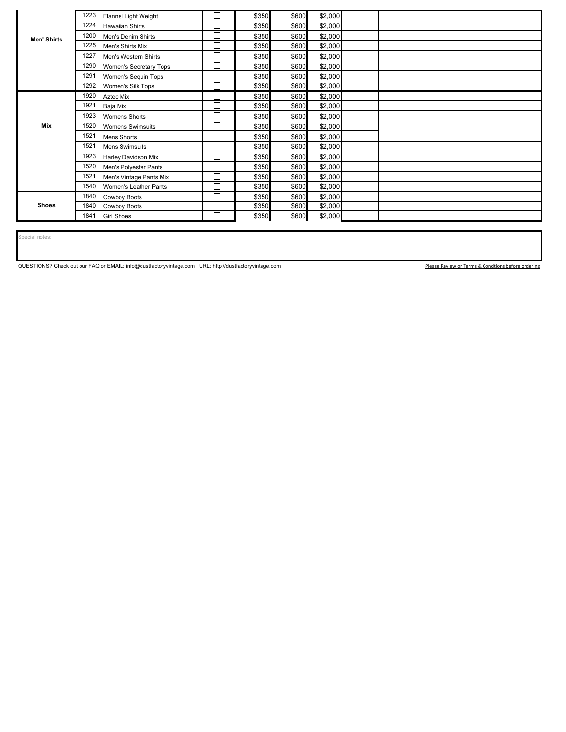| | | | | | | | | |
|---|---|---|---|---|---|---|---|---|
| Men' Shirts | 1223 | Flannel Light Weight | ☐ | $350 | $600 | $2,000 | | |
| | 1224 | Hawaiian Shirts | ☐ | $350 | $600 | $2,000 | | |
| | 1200 | Men's Denim Shirts | ☐ | $350 | $600 | $2,000 | | |
| | 1225 | Men's Shirts Mix | ☐ | $350 | $600 | $2,000 | | |
| | 1227 | Men's Western Shirts | ☐ | $350 | $600 | $2,000 | | |
| | 1290 | Women's Secretary Tops | ☐ | $350 | $600 | $2,000 | | |
| | 1291 | Women's Sequin Tops | ☐ | $350 | $600 | $2,000 | | |
| | 1292 | Women's Silk Tops | ☐ | $350 | $600 | $2,000 | | |
| Mix | 1920 | Aztec Mix | ☐ | $350 | $600 | $2,000 | | |
| | 1921 | Baja Mix | ☐ | $350 | $600 | $2,000 | | |
| | 1923 | Womens Shorts | ☐ | $350 | $600 | $2,000 | | |
| | 1520 | Womens Swimsuits | ☐ | $350 | $600 | $2,000 | | |
| | 1521 | Mens Shorts | ☐ | $350 | $600 | $2,000 | | |
| | 1521 | Mens Swimsuits | ☐ | $350 | $600 | $2,000 | | |
| | 1923 | Harley Davidson Mix | ☐ | $350 | $600 | $2,000 | | |
| | 1520 | Men's Polyester Pants | ☐ | $350 | $600 | $2,000 | | |
| | 1521 | Men's Vintage Pants Mix | ☐ | $350 | $600 | $2,000 | | |
| | 1540 | Women's Leather Pants | ☐ | $350 | $600 | $2,000 | | |
| Shoes | 1840 | Cowboy Boots | ☐ | $350 | $600 | $2,000 | | |
| | 1840 | Cowboy Boots | ☐ | $350 | $600 | $2,000 | | |
| | 1841 | Girl Shoes | ☐ | $350 | $600 | $2,000 | | |

Special notes:

QUESTIONS? Check out our FAQ or EMAIL: info@dustfactoryvintage.com | URL: http://dustfactoryvintage.com

Please Review or Terms & Condtions before ordering